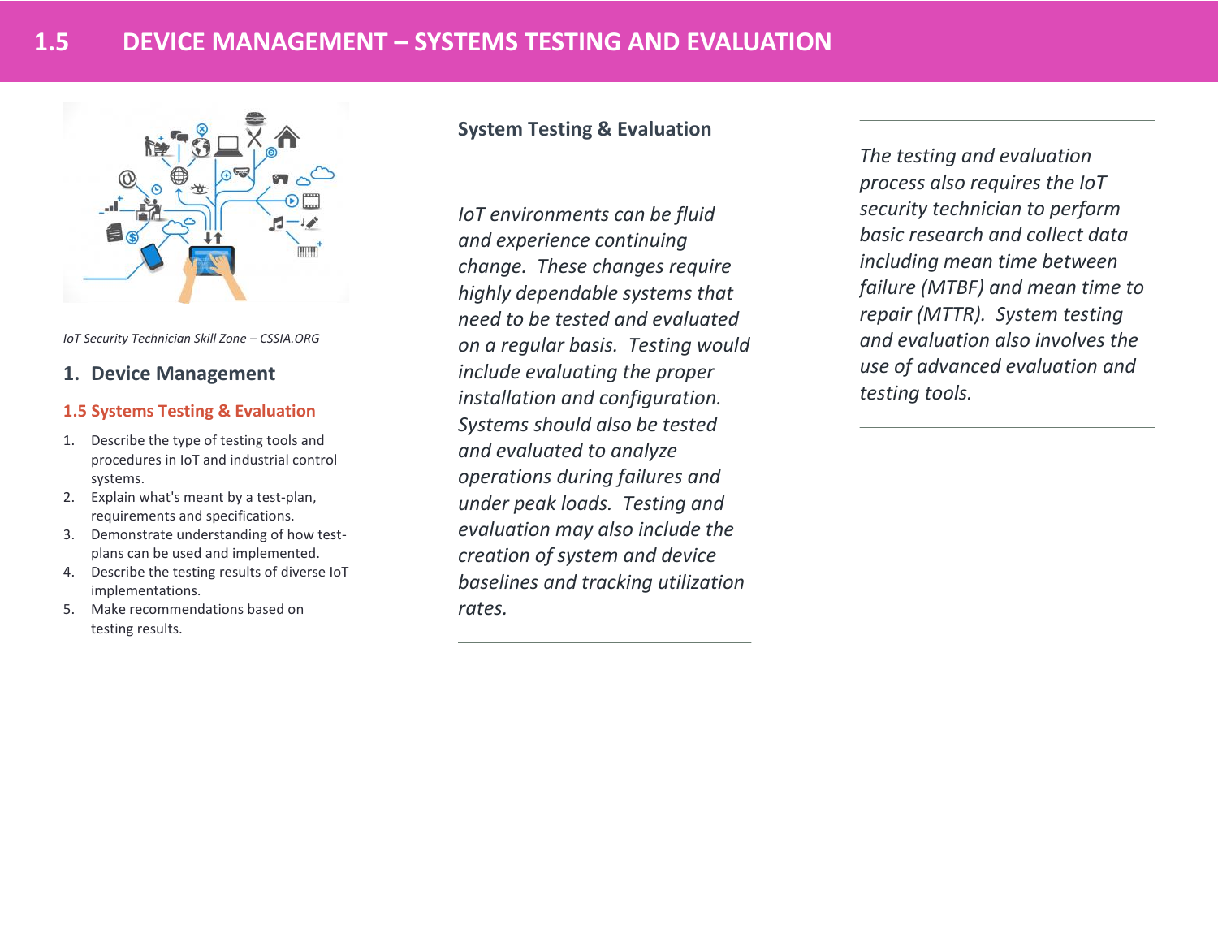# 1.5 DEVICE MANAGEMENT – SYSTEMS TESTING AND EVALUATION

*IoT Security Technician Skill Zone – CSSIA.ORG*

## 1. Device Management

### 1.5 Systems Testing & Evaluation

1. Describe the type of testing tools and procedures in IoT and industrial control systems.
2. Explain what's meant by a test-plan, requirements and specifications.
3. Demonstrate understanding of how test-plans can be used and implemented.
4. Describe the testing results of diverse IoT implementations.
5. Make recommendations based on testing results.

### System Testing & Evaluation

*IoT environments can be fluid and experience continuing change. These changes require highly dependable systems that need to be tested and evaluated on a regular basis. Testing would include evaluating the proper installation and configuration. Systems should also be tested and evaluated to analyze operations during failures and under peak loads. Testing and evaluation may also include the creation of system and device baselines and tracking utilization rates.*

*The testing and evaluation process also requires the IoT security technician to perform basic research and collect data including mean time between failure (MTBF) and mean time to repair (MTTR). System testing and evaluation also involves the use of advanced evaluation and testing tools.*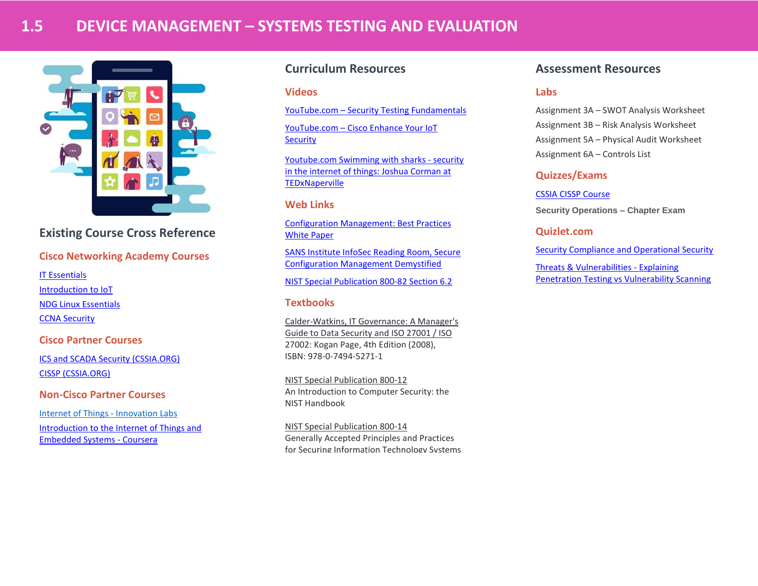# 1.5 DEVICE MANAGEMENT – SYSTEMS TESTING AND EVALUATION

## Existing Course Cross Reference

### Cisco Networking Academy Courses

IT Essentials

Introduction to IoT

NDG Linux Essentials

CCNA Security

### Cisco Partner Courses

ICS and SCADA Security (CSSIA.ORG)

CISSP (CSSIA.ORG)

### Non-Cisco Partner Courses

Internet of Things - Innovation Labs

Introduction to the Internet of Things and Embedded Systems - Coursera

## Curriculum Resources

### Videos

YouTube.com – Security Testing Fundamentals

YouTube.com – Cisco Enhance Your IoT Security

Youtube.com Swimming with sharks - security in the internet of things: Joshua Corman at TEDxNaperville

### Web Links

Configuration Management: Best Practices White Paper

SANS Institute InfoSec Reading Room, Secure Configuration Management Demystified

NIST Special Publication 800-82 Section 6.2

### Textbooks

Calder-Watkins, IT Governance: A Manager's Guide to Data Security and ISO 27001 / ISO 27002: Kogan Page, 4th Edition (2008), ISBN: 978-0-7494-5271-1

NIST Special Publication 800-12
An Introduction to Computer Security: the NIST Handbook

NIST Special Publication 800-14
Generally Accepted Principles and Practices for Securing Information Technology Systems

## Assessment Resources

### Labs

Assignment 3A – SWOT Analysis Worksheet

Assignment 3B – Risk Analysis Worksheet

Assignment 5A – Physical Audit Worksheet

Assignment 6A – Controls List

### Quizzes/Exams

CSSIA CISSP Course

**Security Operations – Chapter Exam**

### Quizlet.com

Security Compliance and Operational Security

Threats & Vulnerabilities - Explaining Penetration Testing vs Vulnerability Scanning